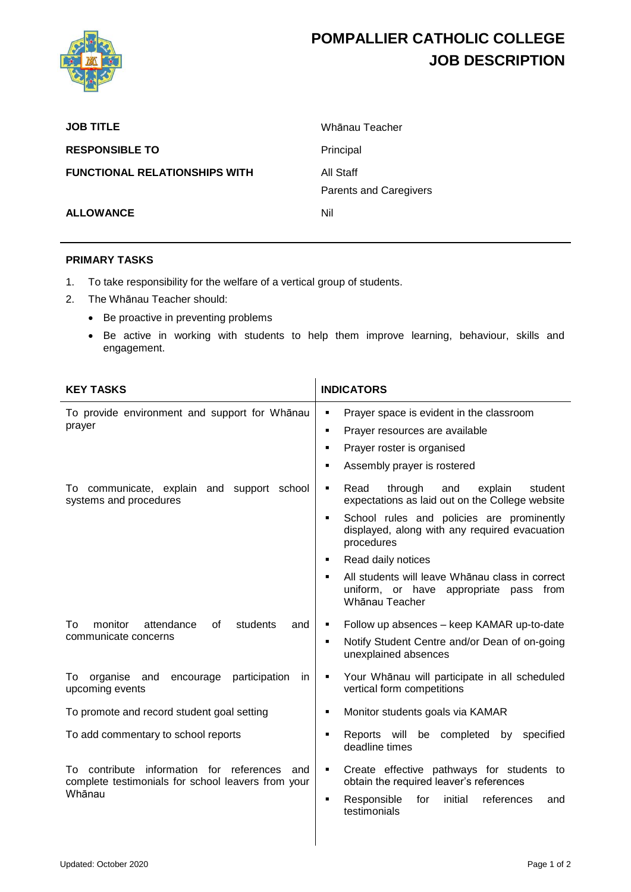# POMPALLIER CATHOLIC COLLEGE
## JOB DESCRIPTION

| | |
|---|---|
| **JOB TITLE** | Whānau Teacher |
| **RESPONSIBLE TO** | Principal |
| **FUNCTIONAL RELATIONSHIPS WITH** | All Staff<br>Parents and Caregivers |
| **ALLOWANCE** | Nil |

---

### PRIMARY TASKS

1. To take responsibility for the welfare of a vertical group of students.
2. The Whānau Teacher should:
   - Be proactive in preventing problems
   - Be active in working with students to help them improve learning, behaviour, skills and engagement.

| KEY TASKS | INDICATORS |
|---|---|
| To provide environment and support for Whānau prayer | ▪ Prayer space is evident in the classroom<br>▪ Prayer resources are available<br>▪ Prayer roster is organised<br>▪ Assembly prayer is rostered |
| To communicate, explain and support school systems and procedures | ▪ Read through and explain student expectations as laid out on the College website<br>▪ School rules and policies are prominently displayed, along with any required evacuation procedures<br>▪ Read daily notices<br>▪ All students will leave Whānau class in correct uniform, or have appropriate pass from Whānau Teacher |
| To monitor attendance of students and communicate concerns | ▪ Follow up absences – keep KAMAR up-to-date<br>▪ Notify Student Centre and/or Dean of on-going unexplained absences |
| To organise and encourage participation in upcoming events | ▪ Your Whānau will participate in all scheduled vertical form competitions |
| To promote and record student goal setting | ▪ Monitor students goals via KAMAR |
| To add commentary to school reports | ▪ Reports will be completed by specified deadline times |
| To contribute information for references and complete testimonials for school leavers from your Whānau | ▪ Create effective pathways for students to obtain the required leaver's references<br>▪ Responsible for initial references and testimonials |

Updated: October 2020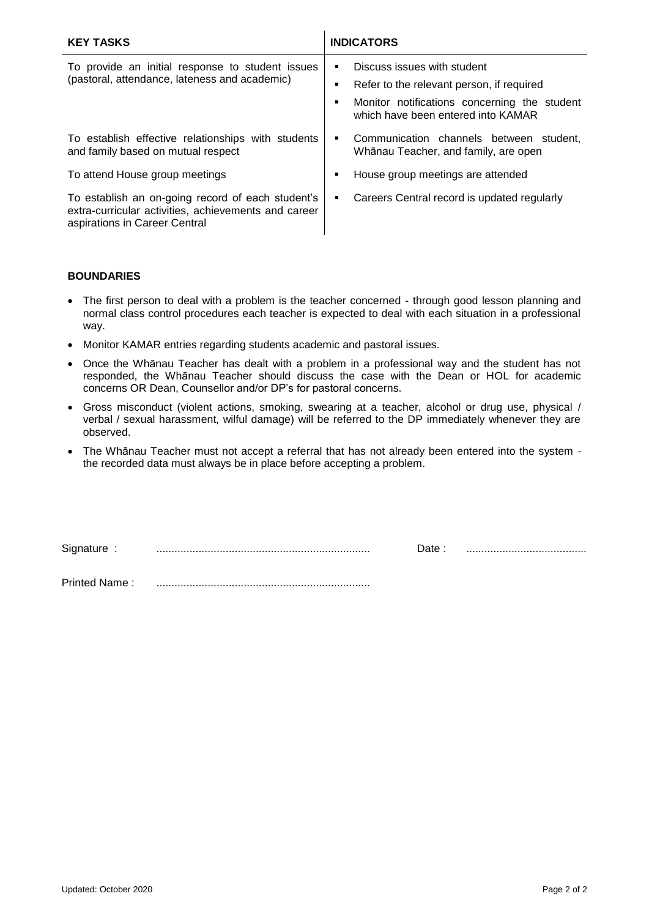| KEY TASKS | INDICATORS |
|---|---|
| To provide an initial response to student issues (pastoral, attendance, lateness and academic) | ▪ Discuss issues with student<br>▪ Refer to the relevant person, if required<br>▪ Monitor notifications concerning the student which have been entered into KAMAR |
| To establish effective relationships with students and family based on mutual respect | ▪ Communication channels between student, Whānau Teacher, and family, are open |
| To attend House group meetings | ▪ House group meetings are attended |
| To establish an on-going record of each student's extra-curricular activities, achievements and career aspirations in Career Central | ▪ Careers Central record is updated regularly |

**BOUNDARIES**

- The first person to deal with a problem is the teacher concerned - through good lesson planning and normal class control procedures each teacher is expected to deal with each situation in a professional way.
- Monitor KAMAR entries regarding students academic and pastoral issues.
- Once the Whānau Teacher has dealt with a problem in a professional way and the student has not responded, the Whānau Teacher should discuss the case with the Dean or HOL for academic concerns OR Dean, Counsellor and/or DP's for pastoral concerns.
- Gross misconduct (violent actions, smoking, swearing at a teacher, alcohol or drug use, physical / verbal / sexual harassment, wilful damage) will be referred to the DP immediately whenever they are observed.
- The Whānau Teacher must not accept a referral that has not already been entered into the system - the recorded data must always be in place before accepting a problem.

Signature : ...................................................................... Date : .......................................

Printed Name : ......................................................................

Updated: October 2020